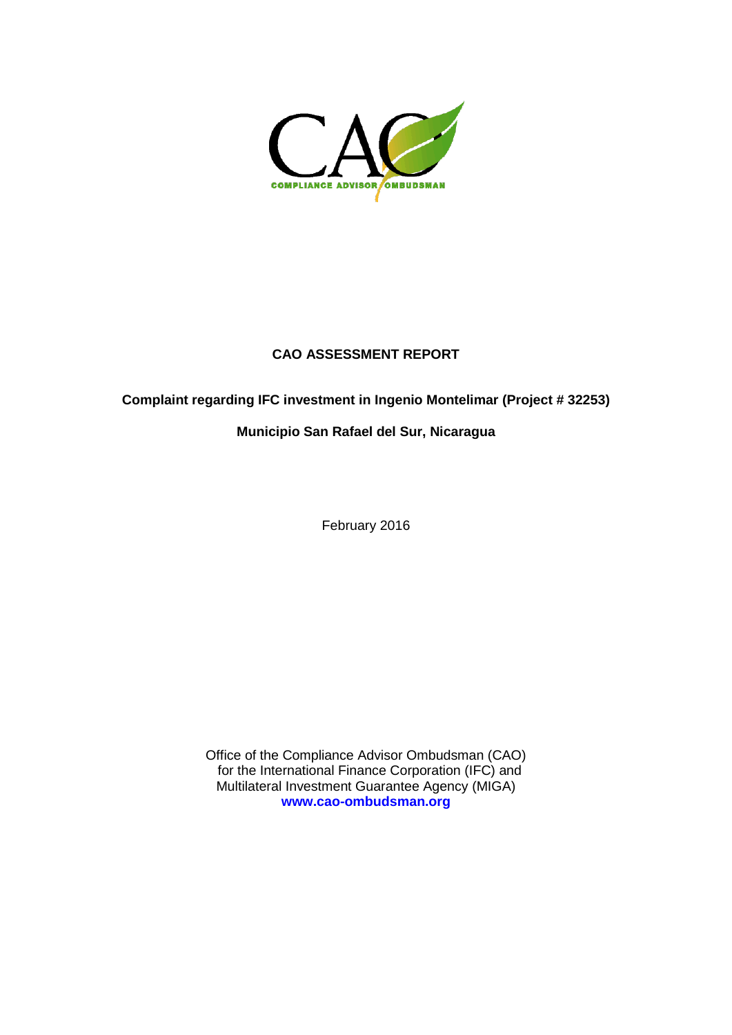CAO

COMPLIANCE ADVISOR OMBUDSMAN

# CAO ASSESSMENT REPORT

## Complaint regarding IFC investment in Ingenio Montelimar (Project # 32253)

## Municipio San Rafael del Sur, Nicaragua

February 2016

Office of the Compliance Advisor Ombudsman (CAO)
for the International Finance Corporation (IFC) and
Multilateral Investment Guarantee Agency (MIGA)
**www.cao-ombudsman.org**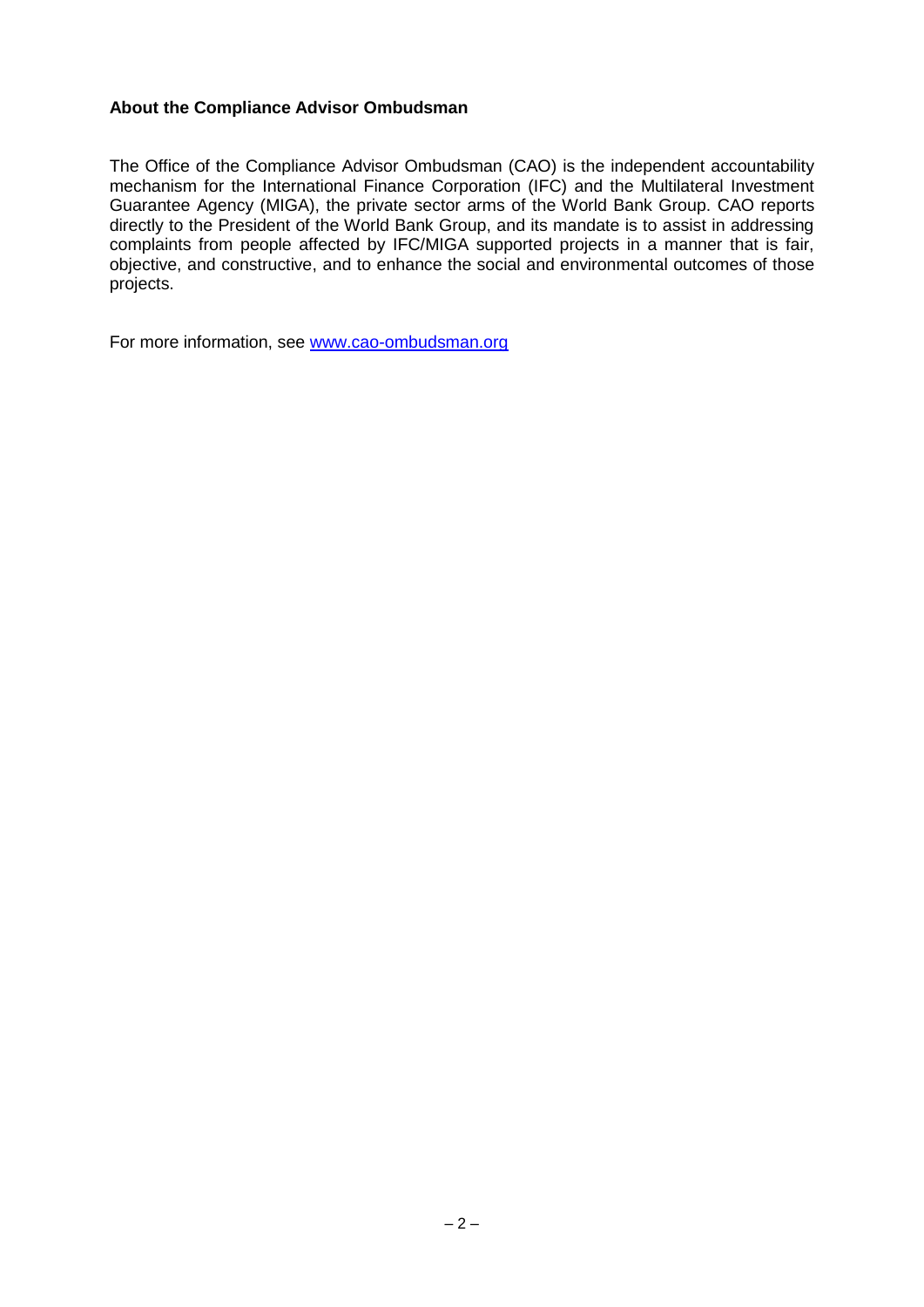**About the Compliance Advisor Ombudsman**

The Office of the Compliance Advisor Ombudsman (CAO) is the independent accountability mechanism for the International Finance Corporation (IFC) and the Multilateral Investment Guarantee Agency (MIGA), the private sector arms of the World Bank Group. CAO reports directly to the President of the World Bank Group, and its mandate is to assist in addressing complaints from people affected by IFC/MIGA supported projects in a manner that is fair, objective, and constructive, and to enhance the social and environmental outcomes of those projects.

For more information, see [www.cao-ombudsman.org](http://www.cao-ombudsman.org)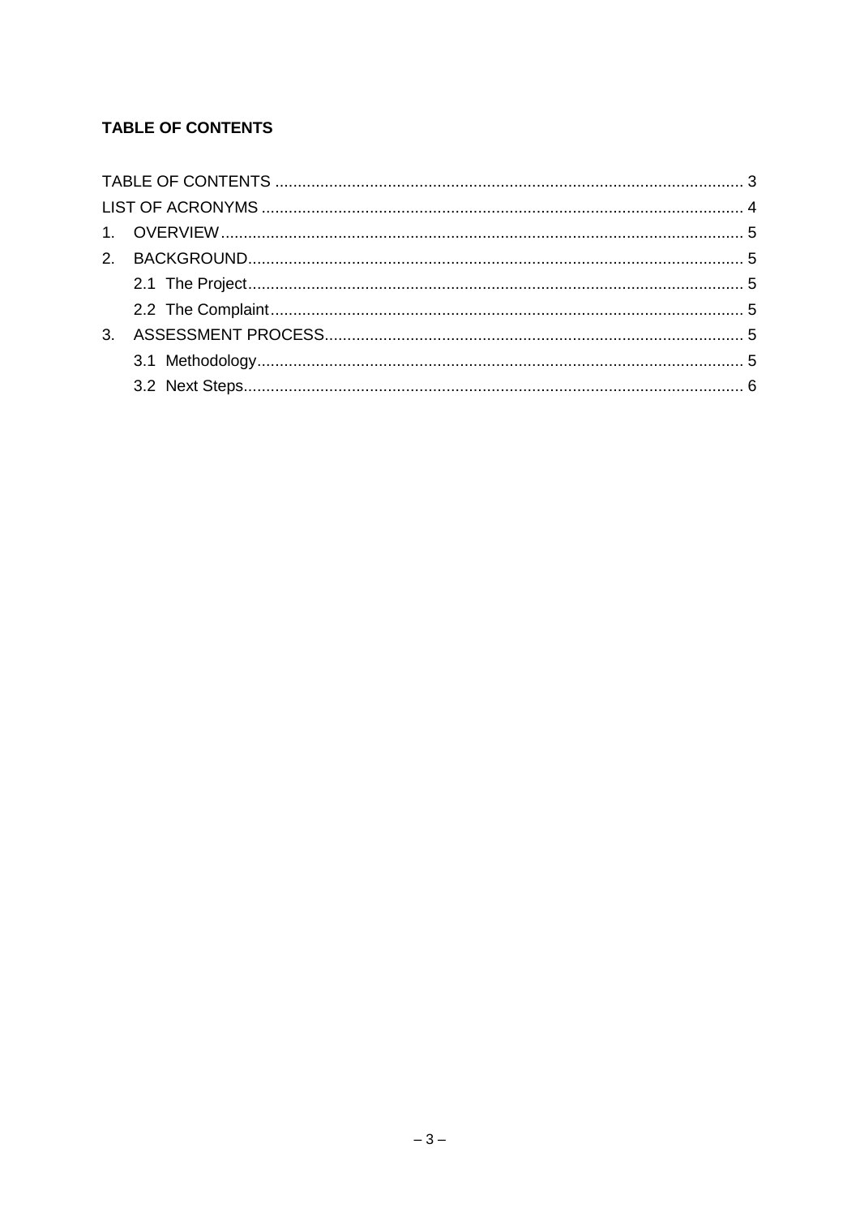**TABLE OF CONTENTS**

TABLE OF CONTENTS .......................................................................................................... 3
LIST OF ACRONYMS .......................................................................................................... 4
1. OVERVIEW .................................................................................................................... 5
2. BACKGROUND .............................................................................................................. 5
   2.1 The Project .............................................................................................................. 5
   2.2 The Complaint ......................................................................................................... 5
3. ASSESSMENT PROCESS ............................................................................................. 5
   3.1 Methodology ............................................................................................................ 5
   3.2 Next Steps ............................................................................................................... 6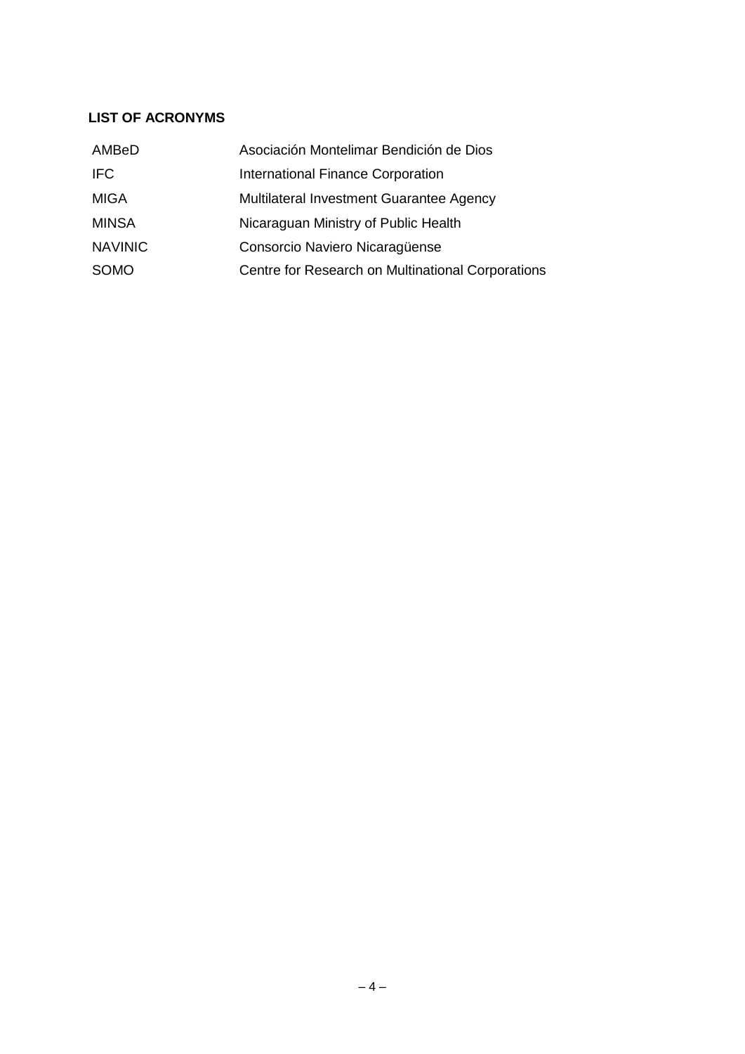**LIST OF ACRONYMS**

| | |
|---|---|
| AMBeD | Asociación Montelimar Bendición de Dios |
| IFC | International Finance Corporation |
| MIGA | Multilateral Investment Guarantee Agency |
| MINSA | Nicaraguan Ministry of Public Health |
| NAVINIC | Consorcio Naviero Nicaragüense |
| SOMO | Centre for Research on Multinational Corporations |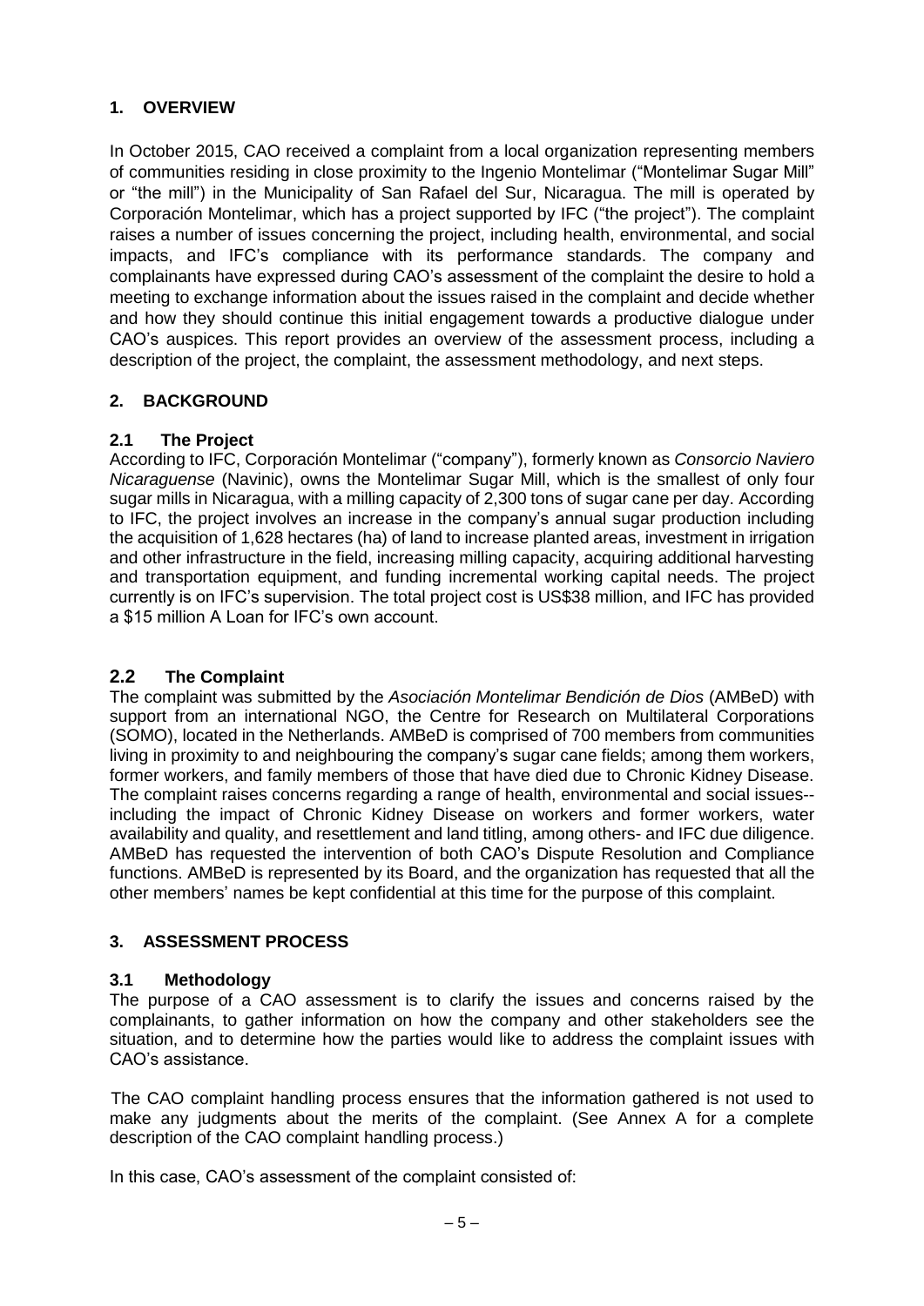## 1. OVERVIEW

In October 2015, CAO received a complaint from a local organization representing members of communities residing in close proximity to the Ingenio Montelimar ("Montelimar Sugar Mill" or "the mill") in the Municipality of San Rafael del Sur, Nicaragua. The mill is operated by Corporación Montelimar, which has a project supported by IFC ("the project"). The complaint raises a number of issues concerning the project, including health, environmental, and social impacts, and IFC's compliance with its performance standards. The company and complainants have expressed during CAO's assessment of the complaint the desire to hold a meeting to exchange information about the issues raised in the complaint and decide whether and how they should continue this initial engagement towards a productive dialogue under CAO's auspices. This report provides an overview of the assessment process, including a description of the project, the complaint, the assessment methodology, and next steps.

## 2. BACKGROUND

### 2.1 The Project

According to IFC, Corporación Montelimar ("company"), formerly known as *Consorcio Naviero Nicaraguense* (Navinic), owns the Montelimar Sugar Mill, which is the smallest of only four sugar mills in Nicaragua, with a milling capacity of 2,300 tons of sugar cane per day. According to IFC, the project involves an increase in the company's annual sugar production including the acquisition of 1,628 hectares (ha) of land to increase planted areas, investment in irrigation and other infrastructure in the field, increasing milling capacity, acquiring additional harvesting and transportation equipment, and funding incremental working capital needs. The project currently is on IFC's supervision. The total project cost is US$38 million, and IFC has provided a $15 million A Loan for IFC's own account.

### 2.2 The Complaint

The complaint was submitted by the *Asociación Montelimar Bendición de Dios* (AMBeD) with support from an international NGO, the Centre for Research on Multilateral Corporations (SOMO), located in the Netherlands. AMBeD is comprised of 700 members from communities living in proximity to and neighbouring the company's sugar cane fields; among them workers, former workers, and family members of those that have died due to Chronic Kidney Disease. The complaint raises concerns regarding a range of health, environmental and social issues--including the impact of Chronic Kidney Disease on workers and former workers, water availability and quality, and resettlement and land titling, among others- and IFC due diligence. AMBeD has requested the intervention of both CAO's Dispute Resolution and Compliance functions. AMBeD is represented by its Board, and the organization has requested that all the other members' names be kept confidential at this time for the purpose of this complaint.

## 3. ASSESSMENT PROCESS

### 3.1 Methodology

The purpose of a CAO assessment is to clarify the issues and concerns raised by the complainants, to gather information on how the company and other stakeholders see the situation, and to determine how the parties would like to address the complaint issues with CAO's assistance.

The CAO complaint handling process ensures that the information gathered is not used to make any judgments about the merits of the complaint. (See Annex A for a complete description of the CAO complaint handling process.)

In this case, CAO's assessment of the complaint consisted of: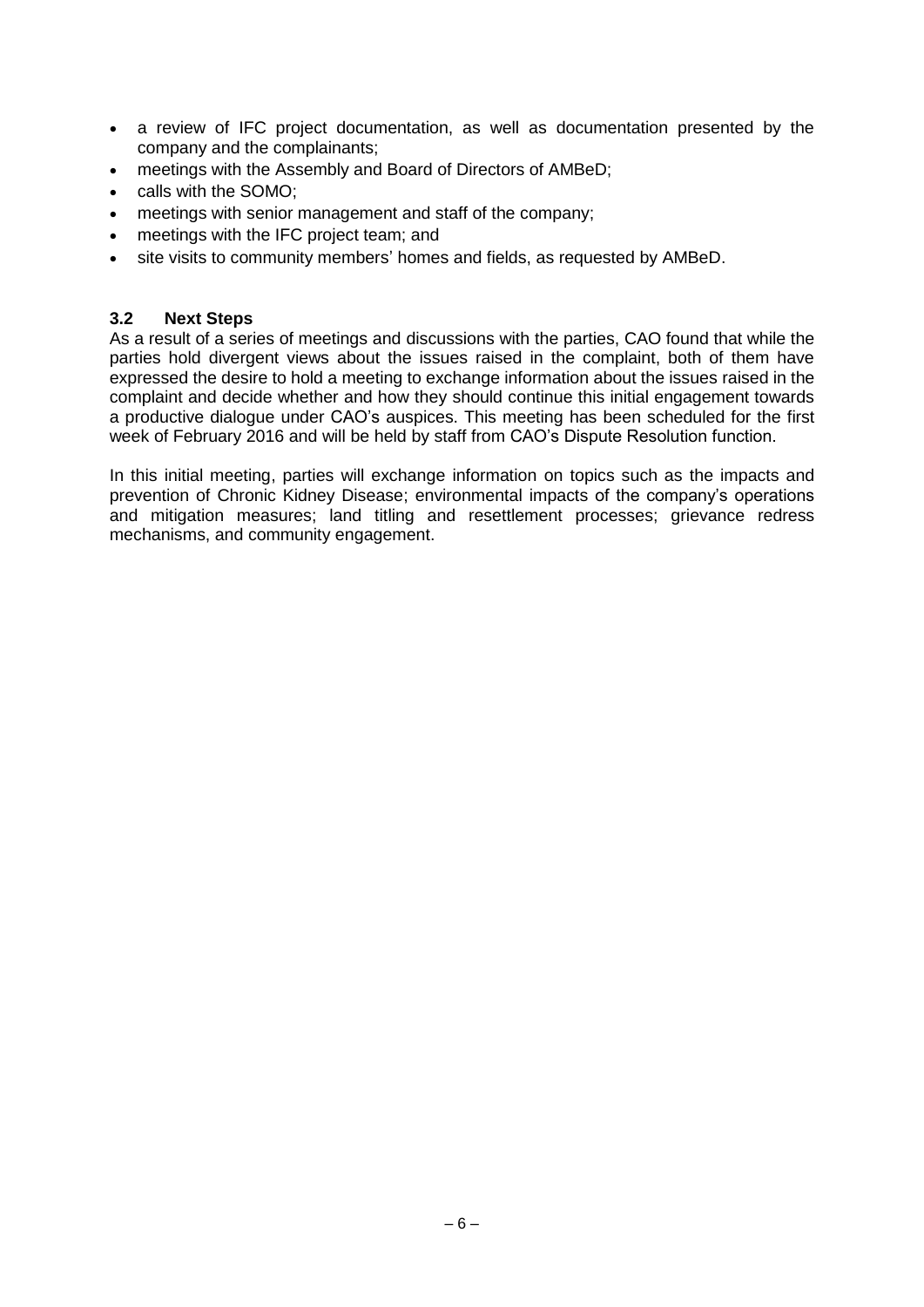- a review of IFC project documentation, as well as documentation presented by the company and the complainants;
- meetings with the Assembly and Board of Directors of AMBeD;
- calls with the SOMO;
- meetings with senior management and staff of the company;
- meetings with the IFC project team; and
- site visits to community members' homes and fields, as requested by AMBeD.

### 3.2 Next Steps

As a result of a series of meetings and discussions with the parties, CAO found that while the parties hold divergent views about the issues raised in the complaint, both of them have expressed the desire to hold a meeting to exchange information about the issues raised in the complaint and decide whether and how they should continue this initial engagement towards a productive dialogue under CAO's auspices. This meeting has been scheduled for the first week of February 2016 and will be held by staff from CAO's Dispute Resolution function.

In this initial meeting, parties will exchange information on topics such as the impacts and prevention of Chronic Kidney Disease; environmental impacts of the company's operations and mitigation measures; land titling and resettlement processes; grievance redress mechanisms, and community engagement.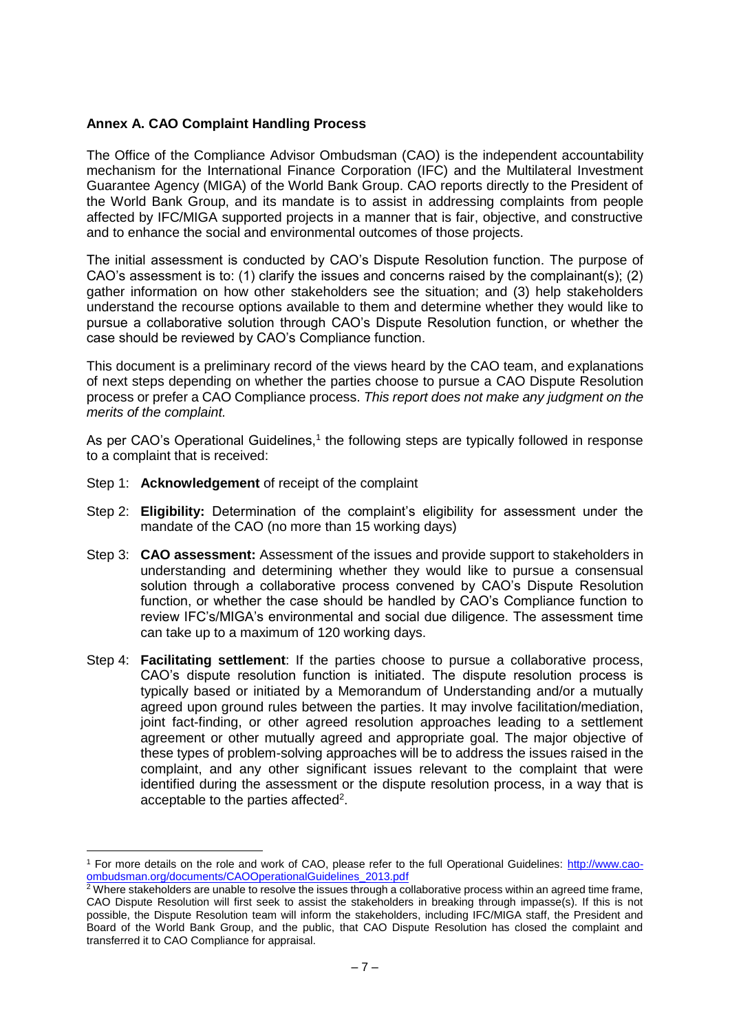**Annex A. CAO Complaint Handling Process**

The Office of the Compliance Advisor Ombudsman (CAO) is the independent accountability mechanism for the International Finance Corporation (IFC) and the Multilateral Investment Guarantee Agency (MIGA) of the World Bank Group. CAO reports directly to the President of the World Bank Group, and its mandate is to assist in addressing complaints from people affected by IFC/MIGA supported projects in a manner that is fair, objective, and constructive and to enhance the social and environmental outcomes of those projects.

The initial assessment is conducted by CAO's Dispute Resolution function. The purpose of CAO's assessment is to: (1) clarify the issues and concerns raised by the complainant(s); (2) gather information on how other stakeholders see the situation; and (3) help stakeholders understand the recourse options available to them and determine whether they would like to pursue a collaborative solution through CAO's Dispute Resolution function, or whether the case should be reviewed by CAO's Compliance function.

This document is a preliminary record of the views heard by the CAO team, and explanations of next steps depending on whether the parties choose to pursue a CAO Dispute Resolution process or prefer a CAO Compliance process. *This report does not make any judgment on the merits of the complaint.*

As per CAO's Operational Guidelines,[1] the following steps are typically followed in response to a complaint that is received:

Step 1: **Acknowledgement** of receipt of the complaint

Step 2: **Eligibility:** Determination of the complaint's eligibility for assessment under the mandate of the CAO (no more than 15 working days)

Step 3: **CAO assessment:** Assessment of the issues and provide support to stakeholders in understanding and determining whether they would like to pursue a consensual solution through a collaborative process convened by CAO's Dispute Resolution function, or whether the case should be handled by CAO's Compliance function to review IFC's/MIGA's environmental and social due diligence. The assessment time can take up to a maximum of 120 working days.

Step 4: **Facilitating settlement**: If the parties choose to pursue a collaborative process, CAO's dispute resolution function is initiated. The dispute resolution process is typically based or initiated by a Memorandum of Understanding and/or a mutually agreed upon ground rules between the parties. It may involve facilitation/mediation, joint fact-finding, or other agreed resolution approaches leading to a settlement agreement or other mutually agreed and appropriate goal. The major objective of these types of problem-solving approaches will be to address the issues raised in the complaint, and any other significant issues relevant to the complaint that were identified during the assessment or the dispute resolution process, in a way that is acceptable to the parties affected[2].

---

[1] For more details on the role and work of CAO, please refer to the full Operational Guidelines: http://www.cao-ombudsman.org/documents/CAOOperationalGuidelines_2013.pdf

[2] Where stakeholders are unable to resolve the issues through a collaborative process within an agreed time frame, CAO Dispute Resolution will first seek to assist the stakeholders in breaking through impasse(s). If this is not possible, the Dispute Resolution team will inform the stakeholders, including IFC/MIGA staff, the President and Board of the World Bank Group, and the public, that CAO Dispute Resolution has closed the complaint and transferred it to CAO Compliance for appraisal.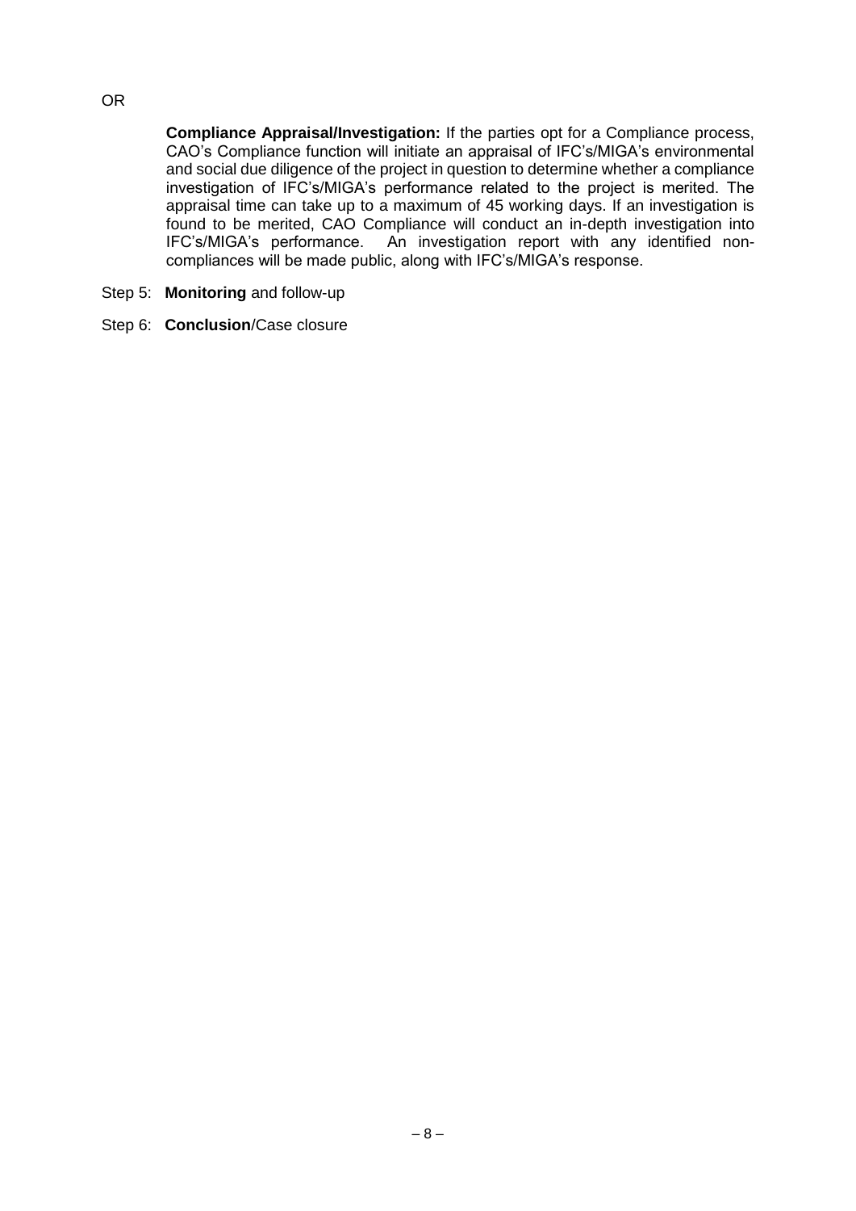OR

**Compliance Appraisal/Investigation:** If the parties opt for a Compliance process, CAO's Compliance function will initiate an appraisal of IFC's/MIGA's environmental and social due diligence of the project in question to determine whether a compliance investigation of IFC's/MIGA's performance related to the project is merited. The appraisal time can take up to a maximum of 45 working days. If an investigation is found to be merited, CAO Compliance will conduct an in-depth investigation into IFC's/MIGA's performance. An investigation report with any identified non-compliances will be made public, along with IFC's/MIGA's response.

Step 5: **Monitoring** and follow-up

Step 6: **Conclusion**/Case closure